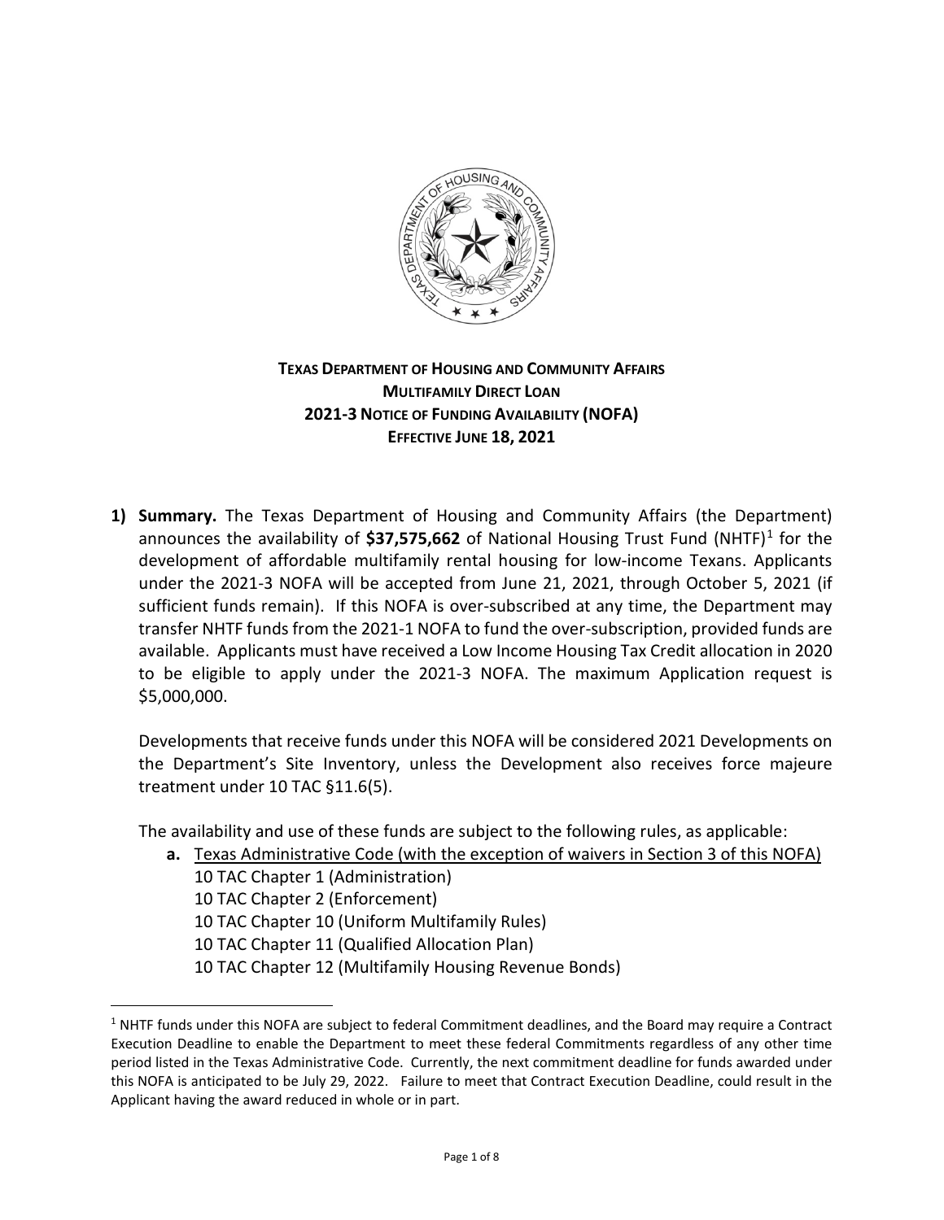**TEXAS DEPARTMENT OF HOUSING AND COMMUNITY AFFAIRS**
**MULTIFAMILY DIRECT LOAN**
**2021-3 NOTICE OF FUNDING AVAILABILITY (NOFA)**
**EFFECTIVE JUNE 18, 2021**

1) **Summary.** The Texas Department of Housing and Community Affairs (the Department) announces the availability of **$37,575,662** of National Housing Trust Fund (NHTF)[1] for the development of affordable multifamily rental housing for low-income Texans. Applicants under the 2021-3 NOFA will be accepted from June 21, 2021, through October 5, 2021 (if sufficient funds remain). If this NOFA is over-subscribed at any time, the Department may transfer NHTF funds from the 2021-1 NOFA to fund the over-subscription, provided funds are available. Applicants must have received a Low Income Housing Tax Credit allocation in 2020 to be eligible to apply under the 2021-3 NOFA. The maximum Application request is $5,000,000.

   Developments that receive funds under this NOFA will be considered 2021 Developments on the Department's Site Inventory, unless the Development also receives force majeure treatment under 10 TAC §11.6(5).

   The availability and use of these funds are subject to the following rules, as applicable:

   a. Texas Administrative Code (with the exception of waivers in Section 3 of this NOFA)
      10 TAC Chapter 1 (Administration)
      10 TAC Chapter 2 (Enforcement)
      10 TAC Chapter 10 (Uniform Multifamily Rules)
      10 TAC Chapter 11 (Qualified Allocation Plan)
      10 TAC Chapter 12 (Multifamily Housing Revenue Bonds)

[1] NHTF funds under this NOFA are subject to federal Commitment deadlines, and the Board may require a Contract Execution Deadline to enable the Department to meet these federal Commitments regardless of any other time period listed in the Texas Administrative Code. Currently, the next commitment deadline for funds awarded under this NOFA is anticipated to be July 29, 2022. Failure to meet that Contract Execution Deadline, could result in the Applicant having the award reduced in whole or in part.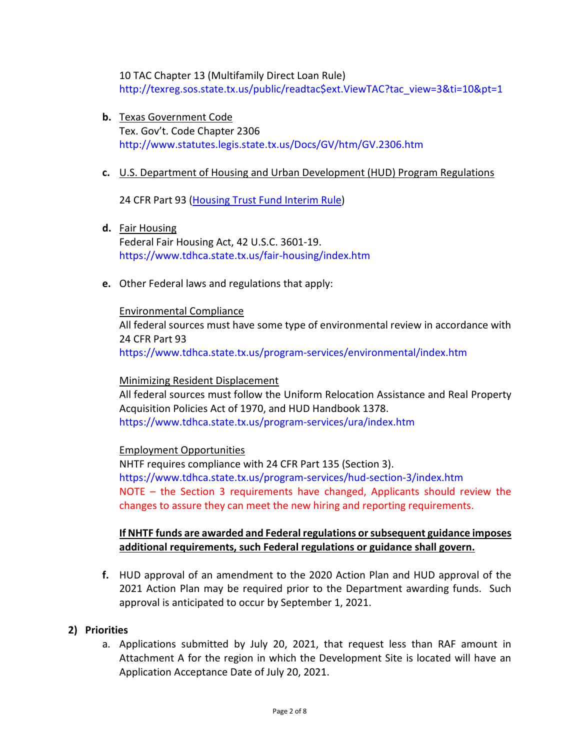10 TAC Chapter 13 (Multifamily Direct Loan Rule)
http://texreg.sos.state.tx.us/public/readtac$ext.ViewTAC?tac_view=3&ti=10&pt=1

**b.** Texas Government Code
Tex. Gov't. Code Chapter 2306
http://www.statutes.legis.state.tx.us/Docs/GV/htm/GV.2306.htm

**c.** U.S. Department of Housing and Urban Development (HUD) Program Regulations

24 CFR Part 93 (Housing Trust Fund Interim Rule)

**d.** Fair Housing
Federal Fair Housing Act, 42 U.S.C. 3601-19.
https://www.tdhca.state.tx.us/fair-housing/index.htm

**e.** Other Federal laws and regulations that apply:

Environmental Compliance
All federal sources must have some type of environmental review in accordance with 24 CFR Part 93
https://www.tdhca.state.tx.us/program-services/environmental/index.htm

Minimizing Resident Displacement
All federal sources must follow the Uniform Relocation Assistance and Real Property Acquisition Policies Act of 1970, and HUD Handbook 1378.
https://www.tdhca.state.tx.us/program-services/ura/index.htm

Employment Opportunities
NHTF requires compliance with 24 CFR Part 135 (Section 3).
https://www.tdhca.state.tx.us/program-services/hud-section-3/index.htm
NOTE – the Section 3 requirements have changed, Applicants should review the changes to assure they can meet the new hiring and reporting requirements.

**If NHTF funds are awarded and Federal regulations or subsequent guidance imposes additional requirements, such Federal regulations or guidance shall govern.**

**f.** HUD approval of an amendment to the 2020 Action Plan and HUD approval of the 2021 Action Plan may be required prior to the Department awarding funds. Such approval is anticipated to occur by September 1, 2021.

## 2) Priorities

a. Applications submitted by July 20, 2021, that request less than RAF amount in Attachment A for the region in which the Development Site is located will have an Application Acceptance Date of July 20, 2021.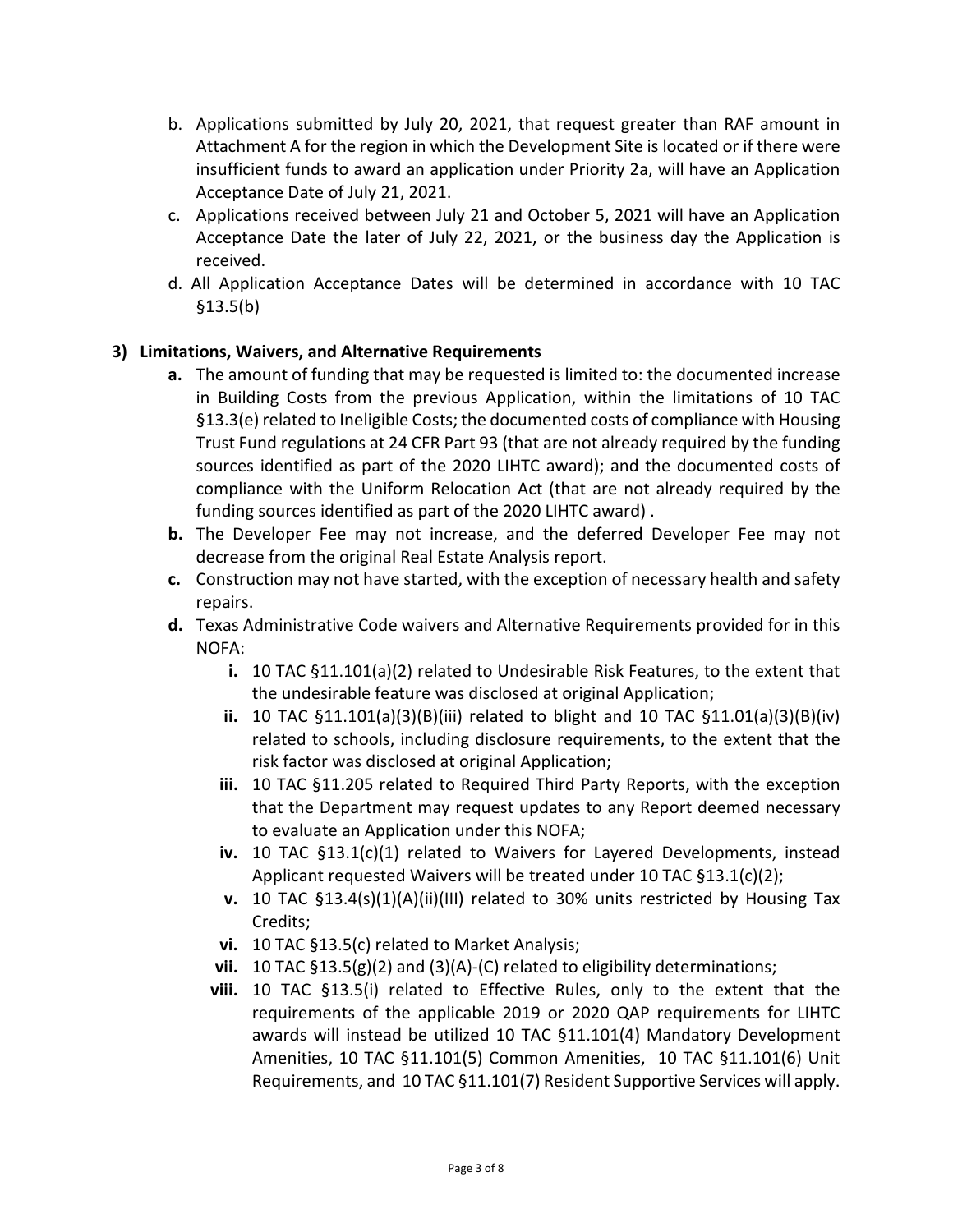b. Applications submitted by July 20, 2021, that request greater than RAF amount in Attachment A for the region in which the Development Site is located or if there were insufficient funds to award an application under Priority 2a, will have an Application Acceptance Date of July 21, 2021.

c. Applications received between July 21 and October 5, 2021 will have an Application Acceptance Date the later of July 22, 2021, or the business day the Application is received.

d. All Application Acceptance Dates will be determined in accordance with 10 TAC §13.5(b)

**3) Limitations, Waivers, and Alternative Requirements**

**a.** The amount of funding that may be requested is limited to: the documented increase in Building Costs from the previous Application, within the limitations of 10 TAC §13.3(e) related to Ineligible Costs; the documented costs of compliance with Housing Trust Fund regulations at 24 CFR Part 93 (that are not already required by the funding sources identified as part of the 2020 LIHTC award); and the documented costs of compliance with the Uniform Relocation Act (that are not already required by the funding sources identified as part of the 2020 LIHTC award) .

**b.** The Developer Fee may not increase, and the deferred Developer Fee may not decrease from the original Real Estate Analysis report.

**c.** Construction may not have started, with the exception of necessary health and safety repairs.

**d.** Texas Administrative Code waivers and Alternative Requirements provided for in this NOFA:

**i.** 10 TAC §11.101(a)(2) related to Undesirable Risk Features, to the extent that the undesirable feature was disclosed at original Application;

**ii.** 10 TAC §11.101(a)(3)(B)(iii) related to blight and 10 TAC §11.01(a)(3)(B)(iv) related to schools, including disclosure requirements, to the extent that the risk factor was disclosed at original Application;

**iii.** 10 TAC §11.205 related to Required Third Party Reports, with the exception that the Department may request updates to any Report deemed necessary to evaluate an Application under this NOFA;

**iv.** 10 TAC §13.1(c)(1) related to Waivers for Layered Developments, instead Applicant requested Waivers will be treated under 10 TAC §13.1(c)(2);

**v.** 10 TAC §13.4(s)(1)(A)(ii)(III) related to 30% units restricted by Housing Tax Credits;

**vi.** 10 TAC §13.5(c) related to Market Analysis;

**vii.** 10 TAC §13.5(g)(2) and (3)(A)-(C) related to eligibility determinations;

**viii.** 10 TAC §13.5(i) related to Effective Rules, only to the extent that the requirements of the applicable 2019 or 2020 QAP requirements for LIHTC awards will instead be utilized 10 TAC §11.101(4) Mandatory Development Amenities, 10 TAC §11.101(5) Common Amenities, 10 TAC §11.101(6) Unit Requirements, and 10 TAC §11.101(7) Resident Supportive Services will apply.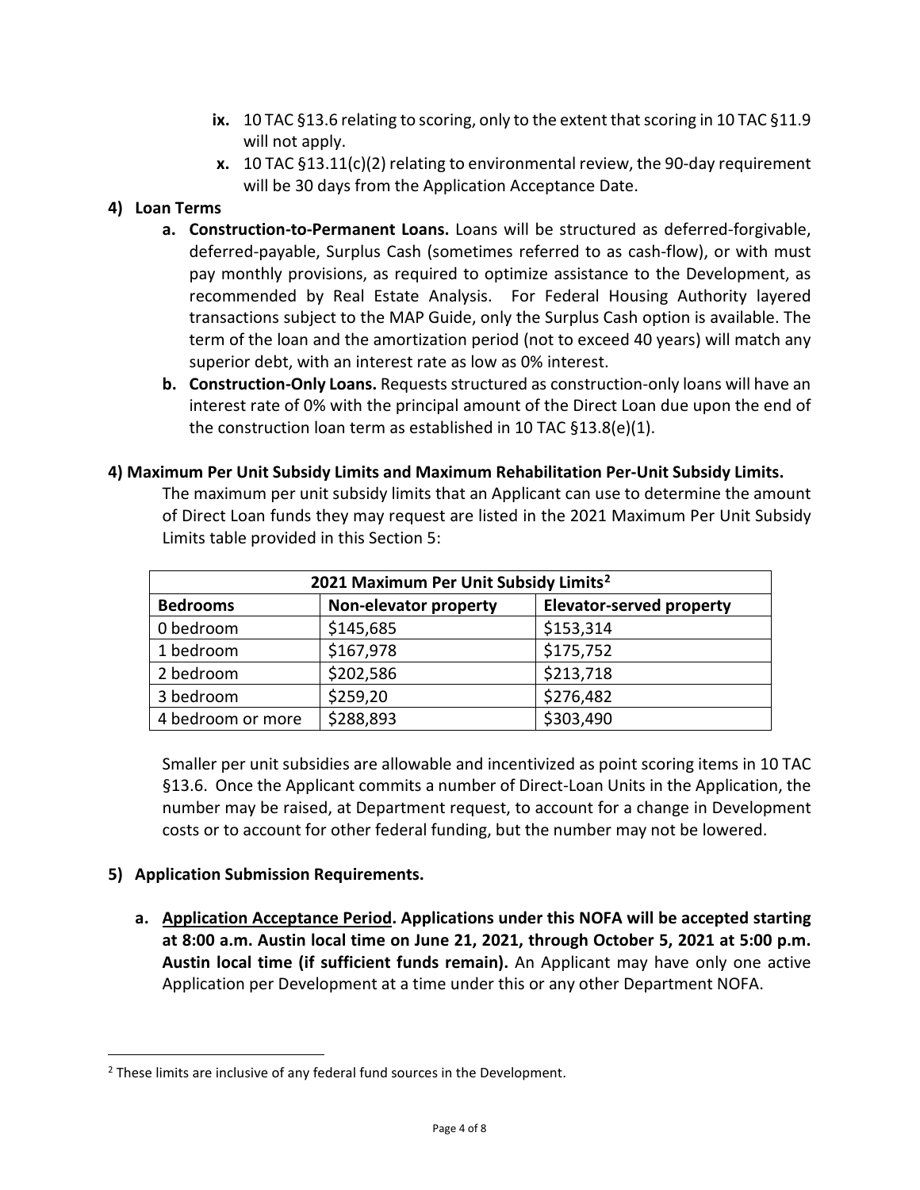- **ix.** 10 TAC §13.6 relating to scoring, only to the extent that scoring in 10 TAC §11.9 will not apply.
- **x.** 10 TAC §13.11(c)(2) relating to environmental review, the 90-day requirement will be 30 days from the Application Acceptance Date.

**4) Loan Terms**

- **a. Construction-to-Permanent Loans.** Loans will be structured as deferred-forgivable, deferred-payable, Surplus Cash (sometimes referred to as cash-flow), or with must pay monthly provisions, as required to optimize assistance to the Development, as recommended by Real Estate Analysis. For Federal Housing Authority layered transactions subject to the MAP Guide, only the Surplus Cash option is available. The term of the loan and the amortization period (not to exceed 40 years) will match any superior debt, with an interest rate as low as 0% interest.
- **b. Construction-Only Loans.** Requests structured as construction-only loans will have an interest rate of 0% with the principal amount of the Direct Loan due upon the end of the construction loan term as established in 10 TAC §13.8(e)(1).

**4) Maximum Per Unit Subsidy Limits and Maximum Rehabilitation Per-Unit Subsidy Limits.**

The maximum per unit subsidy limits that an Applicant can use to determine the amount of Direct Loan funds they may request are listed in the 2021 Maximum Per Unit Subsidy Limits table provided in this Section 5:

| 2021 Maximum Per Unit Subsidy Limits[2] | | |
|---|---|---|
| **Bedrooms** | **Non-elevator property** | **Elevator-served property** |
| 0 bedroom | $145,685 | $153,314 |
| 1 bedroom | $167,978 | $175,752 |
| 2 bedroom | $202,586 | $213,718 |
| 3 bedroom | $259,20 | $276,482 |
| 4 bedroom or more | $288,893 | $303,490 |

Smaller per unit subsidies are allowable and incentivized as point scoring items in 10 TAC §13.6. Once the Applicant commits a number of Direct-Loan Units in the Application, the number may be raised, at Department request, to account for a change in Development costs or to account for other federal funding, but the number may not be lowered.

**5) Application Submission Requirements.**

- **a. <u>Application Acceptance Period</u>. Applications under this NOFA will be accepted starting at 8:00 a.m. Austin local time on June 21, 2021, through October 5, 2021 at 5:00 p.m. Austin local time (if sufficient funds remain).** An Applicant may have only one active Application per Development at a time under this or any other Department NOFA.

---

[2] These limits are inclusive of any federal fund sources in the Development.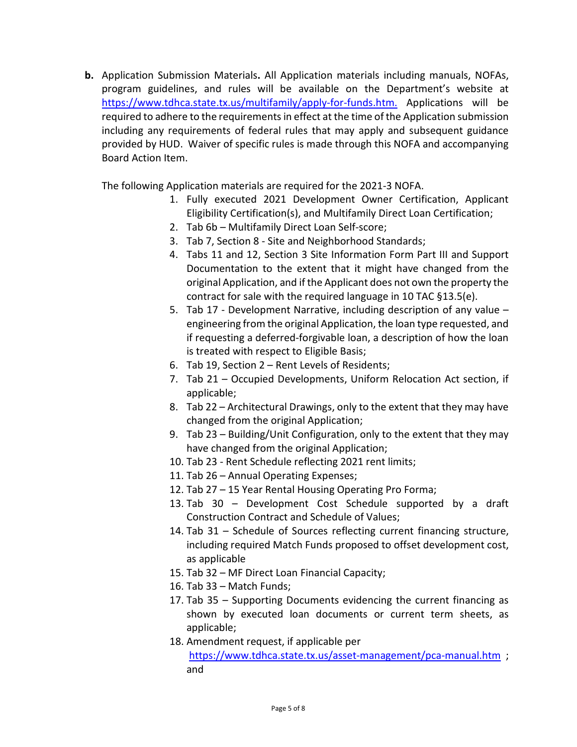**b.** Application Submission Materials**.** All Application materials including manuals, NOFAs, program guidelines, and rules will be available on the Department's website at [https://www.tdhca.state.tx.us/multifamily/apply-for-funds.htm.](https://www.tdhca.state.tx.us/multifamily/apply-for-funds.htm) Applications will be required to adhere to the requirements in effect at the time of the Application submission including any requirements of federal rules that may apply and subsequent guidance provided by HUD. Waiver of specific rules is made through this NOFA and accompanying Board Action Item.

The following Application materials are required for the 2021-3 NOFA.

1. Fully executed 2021 Development Owner Certification, Applicant Eligibility Certification(s), and Multifamily Direct Loan Certification;
2. Tab 6b – Multifamily Direct Loan Self-score;
3. Tab 7, Section 8 - Site and Neighborhood Standards;
4. Tabs 11 and 12, Section 3 Site Information Form Part III and Support Documentation to the extent that it might have changed from the original Application, and if the Applicant does not own the property the contract for sale with the required language in 10 TAC §13.5(e).
5. Tab 17 - Development Narrative, including description of any value – engineering from the original Application, the loan type requested, and if requesting a deferred-forgivable loan, a description of how the loan is treated with respect to Eligible Basis;
6. Tab 19, Section 2 – Rent Levels of Residents;
7. Tab 21 – Occupied Developments, Uniform Relocation Act section, if applicable;
8. Tab 22 – Architectural Drawings, only to the extent that they may have changed from the original Application;
9. Tab 23 – Building/Unit Configuration, only to the extent that they may have changed from the original Application;
10. Tab 23 - Rent Schedule reflecting 2021 rent limits;
11. Tab 26 – Annual Operating Expenses;
12. Tab 27 – 15 Year Rental Housing Operating Pro Forma;
13. Tab 30 – Development Cost Schedule supported by a draft Construction Contract and Schedule of Values;
14. Tab 31 – Schedule of Sources reflecting current financing structure, including required Match Funds proposed to offset development cost, as applicable
15. Tab 32 – MF Direct Loan Financial Capacity;
16. Tab 33 – Match Funds;
17. Tab 35 – Supporting Documents evidencing the current financing as shown by executed loan documents or current term sheets, as applicable;
18. Amendment request, if applicable per [https://www.tdhca.state.tx.us/asset-management/pca-manual.htm](https://www.tdhca.state.tx.us/asset-management/pca-manual.htm) ; and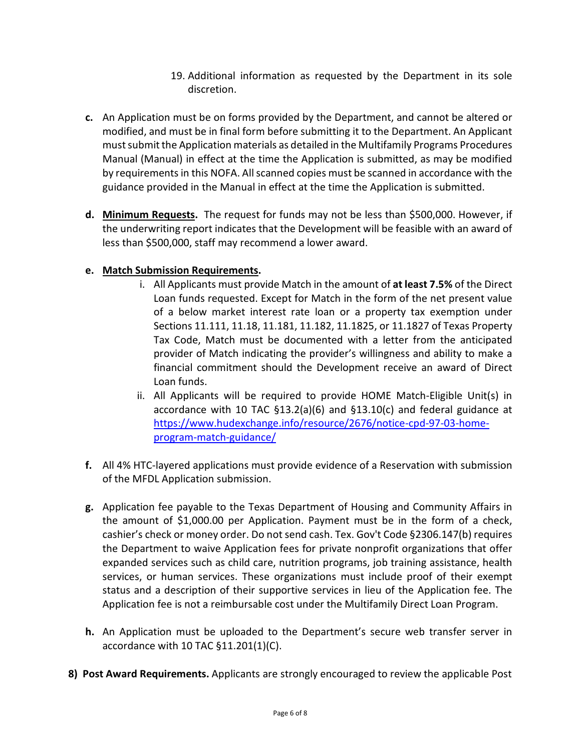19. Additional information as requested by the Department in its sole discretion.

**c.** An Application must be on forms provided by the Department, and cannot be altered or modified, and must be in final form before submitting it to the Department. An Applicant must submit the Application materials as detailed in the Multifamily Programs Procedures Manual (Manual) in effect at the time the Application is submitted, as may be modified by requirements in this NOFA. All scanned copies must be scanned in accordance with the guidance provided in the Manual in effect at the time the Application is submitted.

**d.** **Minimum Requests.** The request for funds may not be less than $500,000. However, if the underwriting report indicates that the Development will be feasible with an award of less than $500,000, staff may recommend a lower award.

**e.** **Match Submission Requirements.**

i. All Applicants must provide Match in the amount of **at least 7.5%** of the Direct Loan funds requested. Except for Match in the form of the net present value of a below market interest rate loan or a property tax exemption under Sections 11.111, 11.18, 11.181, 11.182, 11.1825, or 11.1827 of Texas Property Tax Code, Match must be documented with a letter from the anticipated provider of Match indicating the provider's willingness and ability to make a financial commitment should the Development receive an award of Direct Loan funds.

ii. All Applicants will be required to provide HOME Match-Eligible Unit(s) in accordance with 10 TAC §13.2(a)(6) and §13.10(c) and federal guidance at [https://www.hudexchange.info/resource/2676/notice-cpd-97-03-home-program-match-guidance/](https://www.hudexchange.info/resource/2676/notice-cpd-97-03-home-program-match-guidance/)

**f.** All 4% HTC-layered applications must provide evidence of a Reservation with submission of the MFDL Application submission.

**g.** Application fee payable to the Texas Department of Housing and Community Affairs in the amount of $1,000.00 per Application. Payment must be in the form of a check, cashier's check or money order. Do not send cash. Tex. Gov't Code §2306.147(b) requires the Department to waive Application fees for private nonprofit organizations that offer expanded services such as child care, nutrition programs, job training assistance, health services, or human services. These organizations must include proof of their exempt status and a description of their supportive services in lieu of the Application fee. The Application fee is not a reimbursable cost under the Multifamily Direct Loan Program.

**h.** An Application must be uploaded to the Department's secure web transfer server in accordance with 10 TAC §11.201(1)(C).

**8) Post Award Requirements.** Applicants are strongly encouraged to review the applicable Post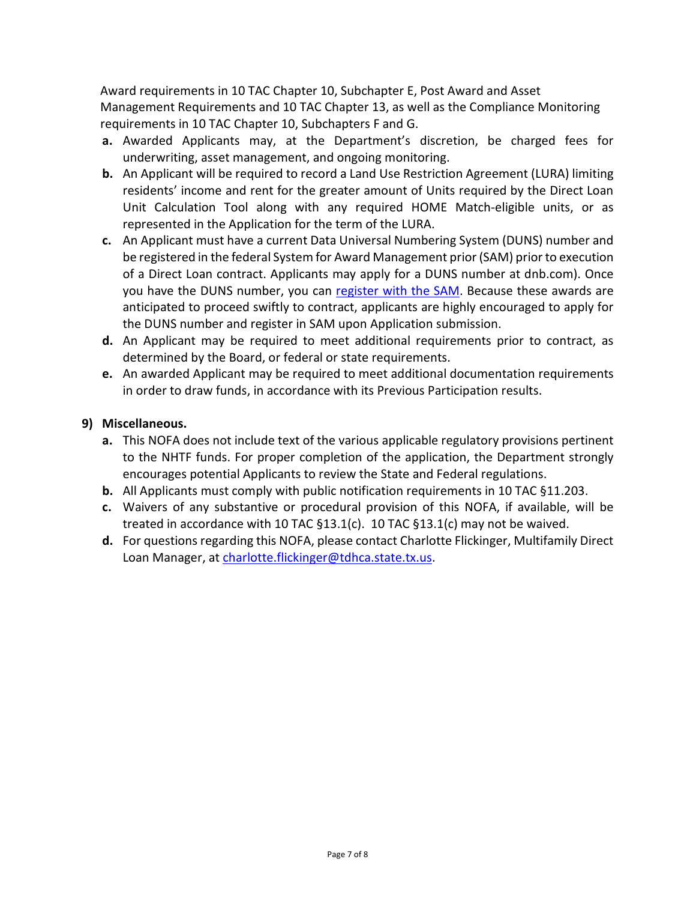Award requirements in 10 TAC Chapter 10, Subchapter E, Post Award and Asset Management Requirements and 10 TAC Chapter 13, as well as the Compliance Monitoring requirements in 10 TAC Chapter 10, Subchapters F and G.

- **a.** Awarded Applicants may, at the Department's discretion, be charged fees for underwriting, asset management, and ongoing monitoring.
- **b.** An Applicant will be required to record a Land Use Restriction Agreement (LURA) limiting residents' income and rent for the greater amount of Units required by the Direct Loan Unit Calculation Tool along with any required HOME Match-eligible units, or as represented in the Application for the term of the LURA.
- **c.** An Applicant must have a current Data Universal Numbering System (DUNS) number and be registered in the federal System for Award Management prior (SAM) prior to execution of a Direct Loan contract. Applicants may apply for a DUNS number at dnb.com). Once you have the DUNS number, you can register with the SAM. Because these awards are anticipated to proceed swiftly to contract, applicants are highly encouraged to apply for the DUNS number and register in SAM upon Application submission.
- **d.** An Applicant may be required to meet additional requirements prior to contract, as determined by the Board, or federal or state requirements.
- **e.** An awarded Applicant may be required to meet additional documentation requirements in order to draw funds, in accordance with its Previous Participation results.

**9) Miscellaneous.**

- **a.** This NOFA does not include text of the various applicable regulatory provisions pertinent to the NHTF funds. For proper completion of the application, the Department strongly encourages potential Applicants to review the State and Federal regulations.
- **b.** All Applicants must comply with public notification requirements in 10 TAC §11.203.
- **c.** Waivers of any substantive or procedural provision of this NOFA, if available, will be treated in accordance with 10 TAC §13.1(c). 10 TAC §13.1(c) may not be waived.
- **d.** For questions regarding this NOFA, please contact Charlotte Flickinger, Multifamily Direct Loan Manager, at charlotte.flickinger@tdhca.state.tx.us.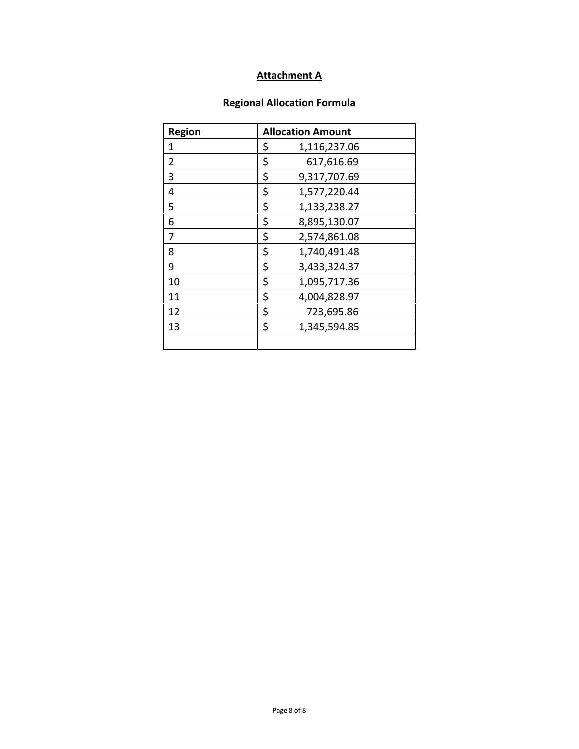**<u>Attachment A</u>**

**Regional Allocation Formula**

| Region | Allocation Amount |
|---|---|
| 1 | $ 1,116,237.06 |
| 2 | $ 617,616.69 |
| 3 | $ 9,317,707.69 |
| 4 | $ 1,577,220.44 |
| 5 | $ 1,133,238.27 |
| 6 | $ 8,895,130.07 |
| 7 | $ 2,574,861.08 |
| 8 | $ 1,740,491.48 |
| 9 | $ 3,433,324.37 |
| 10 | $ 1,095,717.36 |
| 11 | $ 4,004,828.97 |
| 12 | $ 723,695.86 |
| 13 | $ 1,345,594.85 |
| | |